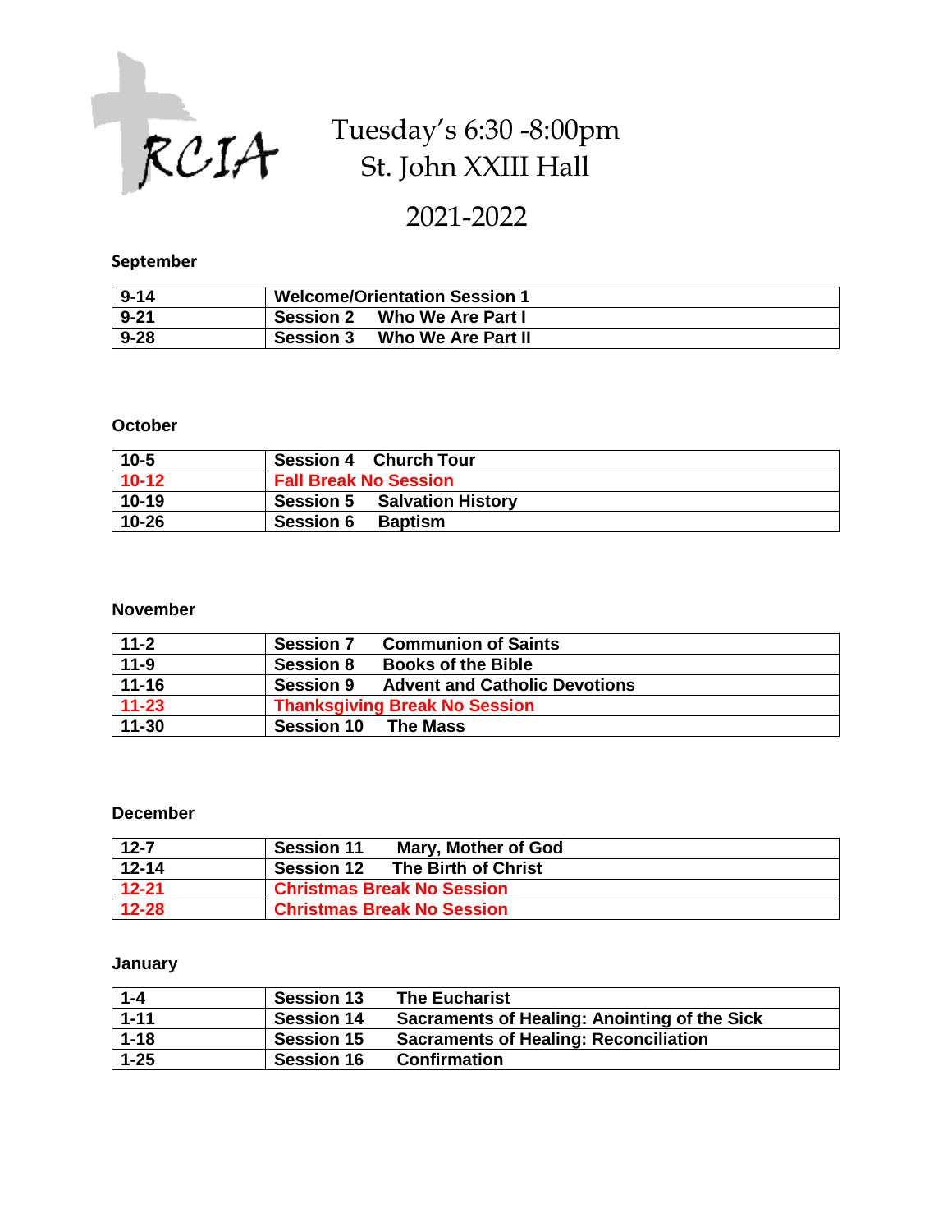RCIA

# Tuesday's 6:30 -8:00pm
# St. John XXIII Hall

# 2021-2022

## September

| | |
|---|---|
| 9-14 | Welcome/Orientation Session 1 |
| 9-21 | Session 2 Who We Are Part I |
| 9-28 | Session 3 Who We Are Part II |

## October

| | |
|---|---|
| 10-5 | Session 4 Church Tour |
| 10-12 | Fall Break No Session |
| 10-19 | Session 5 Salvation History |
| 10-26 | Session 6 Baptism |

## November

| | |
|---|---|
| 11-2 | Session 7 Communion of Saints |
| 11-9 | Session 8 Books of the Bible |
| 11-16 | Session 9 Advent and Catholic Devotions |
| 11-23 | Thanksgiving Break No Session |
| 11-30 | Session 10 The Mass |

## December

| | |
|---|---|
| 12-7 | Session 11 Mary, Mother of God |
| 12-14 | Session 12 The Birth of Christ |
| 12-21 | Christmas Break No Session |
| 12-28 | Christmas Break No Session |

## January

| | |
|---|---|
| 1-4 | Session 13 The Eucharist |
| 1-11 | Session 14 Sacraments of Healing: Anointing of the Sick |
| 1-18 | Session 15 Sacraments of Healing: Reconciliation |
| 1-25 | Session 16 Confirmation |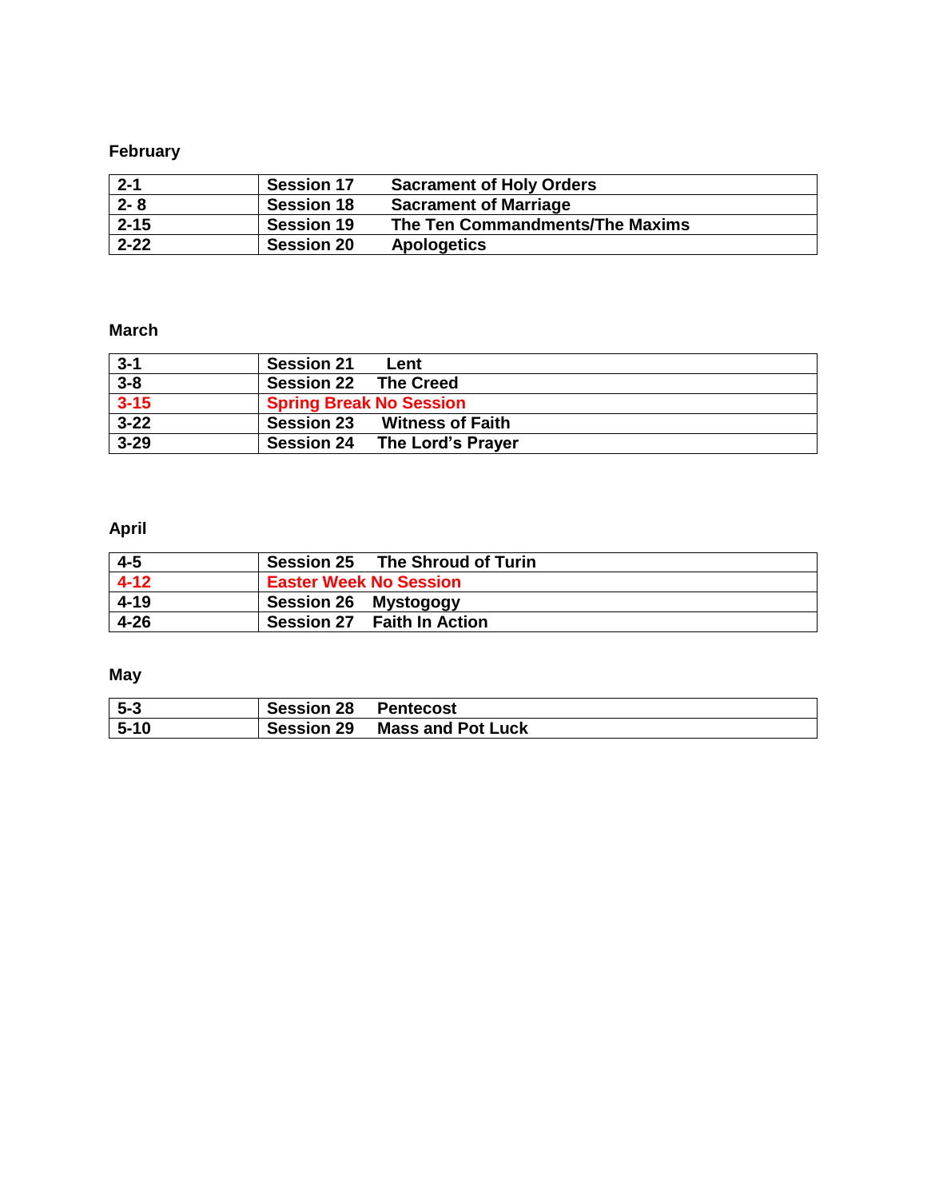**February**

| | |
|---|---|
| 2-1 | Session 17 Sacrament of Holy Orders |
| 2- 8 | Session 18 Sacrament of Marriage |
| 2-15 | Session 19 The Ten Commandments/The Maxims |
| 2-22 | Session 20 Apologetics |

**March**

| | |
|---|---|
| 3-1 | Session 21 Lent |
| 3-8 | Session 22 The Creed |
| 3-15 | Spring Break No Session |
| 3-22 | Session 23 Witness of Faith |
| 3-29 | Session 24 The Lord's Prayer |

**April**

| | |
|---|---|
| 4-5 | Session 25 The Shroud of Turin |
| 4-12 | Easter Week No Session |
| 4-19 | Session 26 Mystogogy |
| 4-26 | Session 27 Faith In Action |

**May**

| | |
|---|---|
| 5-3 | Session 28 Pentecost |
| 5-10 | Session 29 Mass and Pot Luck |